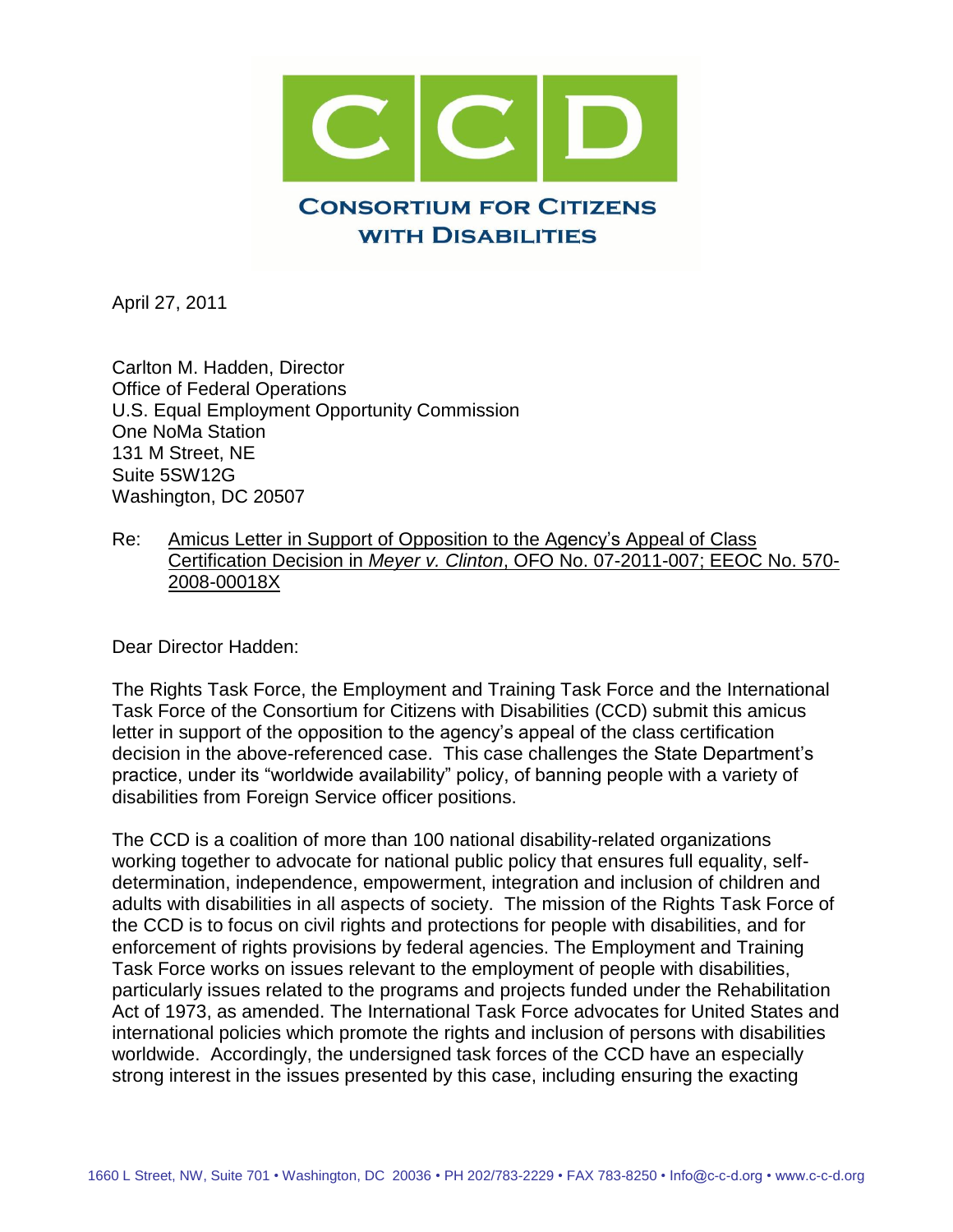# CCD

**CONSORTIUM FOR CITIZENS WITH DISABILITIES**

April 27, 2011

Carlton M. Hadden, Director
Office of Federal Operations
U.S. Equal Employment Opportunity Commission
One NoMa Station
131 M Street, NE
Suite 5SW12G
Washington, DC 20507

Re: Amicus Letter in Support of Opposition to the Agency's Appeal of Class Certification Decision in *Meyer v. Clinton*, OFO No. 07-2011-007; EEOC No. 570-2008-00018X

Dear Director Hadden:

The Rights Task Force, the Employment and Training Task Force and the International Task Force of the Consortium for Citizens with Disabilities (CCD) submit this amicus letter in support of the opposition to the agency's appeal of the class certification decision in the above-referenced case. This case challenges the State Department's practice, under its "worldwide availability" policy, of banning people with a variety of disabilities from Foreign Service officer positions.

The CCD is a coalition of more than 100 national disability-related organizations working together to advocate for national public policy that ensures full equality, self-determination, independence, empowerment, integration and inclusion of children and adults with disabilities in all aspects of society. The mission of the Rights Task Force of the CCD is to focus on civil rights and protections for people with disabilities, and for enforcement of rights provisions by federal agencies. The Employment and Training Task Force works on issues relevant to the employment of people with disabilities, particularly issues related to the programs and projects funded under the Rehabilitation Act of 1973, as amended. The International Task Force advocates for United States and international policies which promote the rights and inclusion of persons with disabilities worldwide. Accordingly, the undersigned task forces of the CCD have an especially strong interest in the issues presented by this case, including ensuring the exacting

1660 L Street, NW, Suite 701 • Washington, DC 20036 • PH 202/783-2229 • FAX 783-8250 • Info@c-c-d.org • www.c-c-d.org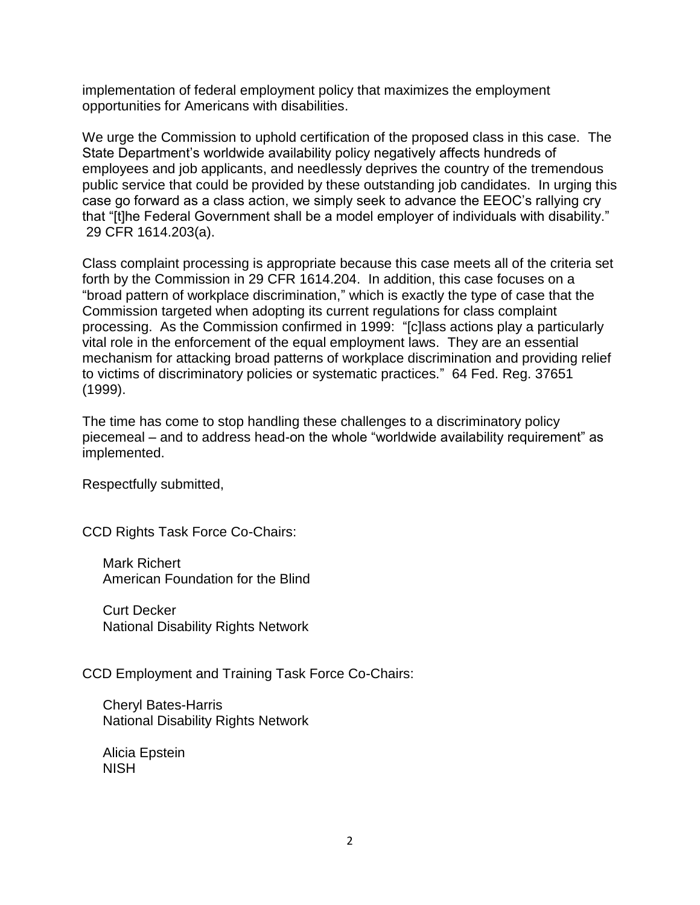implementation of federal employment policy that maximizes the employment opportunities for Americans with disabilities.

We urge the Commission to uphold certification of the proposed class in this case. The State Department's worldwide availability policy negatively affects hundreds of employees and job applicants, and needlessly deprives the country of the tremendous public service that could be provided by these outstanding job candidates. In urging this case go forward as a class action, we simply seek to advance the EEOC's rallying cry that "[t]he Federal Government shall be a model employer of individuals with disability." 29 CFR 1614.203(a).

Class complaint processing is appropriate because this case meets all of the criteria set forth by the Commission in 29 CFR 1614.204. In addition, this case focuses on a "broad pattern of workplace discrimination," which is exactly the type of case that the Commission targeted when adopting its current regulations for class complaint processing. As the Commission confirmed in 1999: "[c]lass actions play a particularly vital role in the enforcement of the equal employment laws. They are an essential mechanism for attacking broad patterns of workplace discrimination and providing relief to victims of discriminatory policies or systematic practices." 64 Fed. Reg. 37651 (1999).

The time has come to stop handling these challenges to a discriminatory policy piecemeal – and to address head-on the whole "worldwide availability requirement" as implemented.

Respectfully submitted,

CCD Rights Task Force Co-Chairs:

Mark Richert
American Foundation for the Blind

Curt Decker
National Disability Rights Network

CCD Employment and Training Task Force Co-Chairs:

Cheryl Bates-Harris
National Disability Rights Network

Alicia Epstein
NISH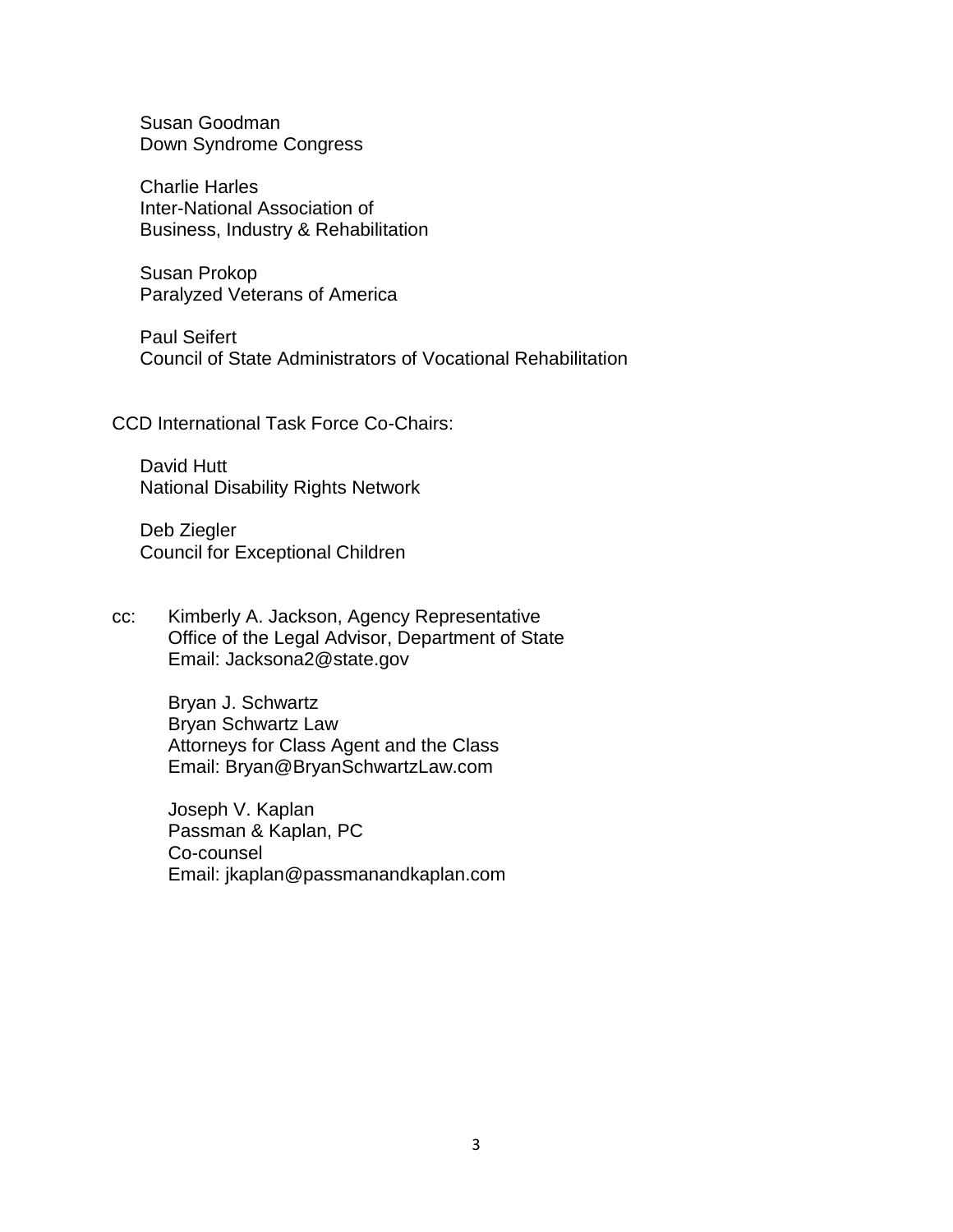Susan Goodman
Down Syndrome Congress

Charlie Harles
Inter-National Association of
Business, Industry & Rehabilitation

Susan Prokop
Paralyzed Veterans of America

Paul Seifert
Council of State Administrators of Vocational Rehabilitation

CCD International Task Force Co-Chairs:

David Hutt
National Disability Rights Network

Deb Ziegler
Council for Exceptional Children

cc: Kimberly A. Jackson, Agency Representative
Office of the Legal Advisor, Department of State
Email: Jacksona2@state.gov

Bryan J. Schwartz
Bryan Schwartz Law
Attorneys for Class Agent and the Class
Email: Bryan@BryanSchwartzLaw.com

Joseph V. Kaplan
Passman & Kaplan, PC
Co-counsel
Email: jkaplan@passmanandkaplan.com